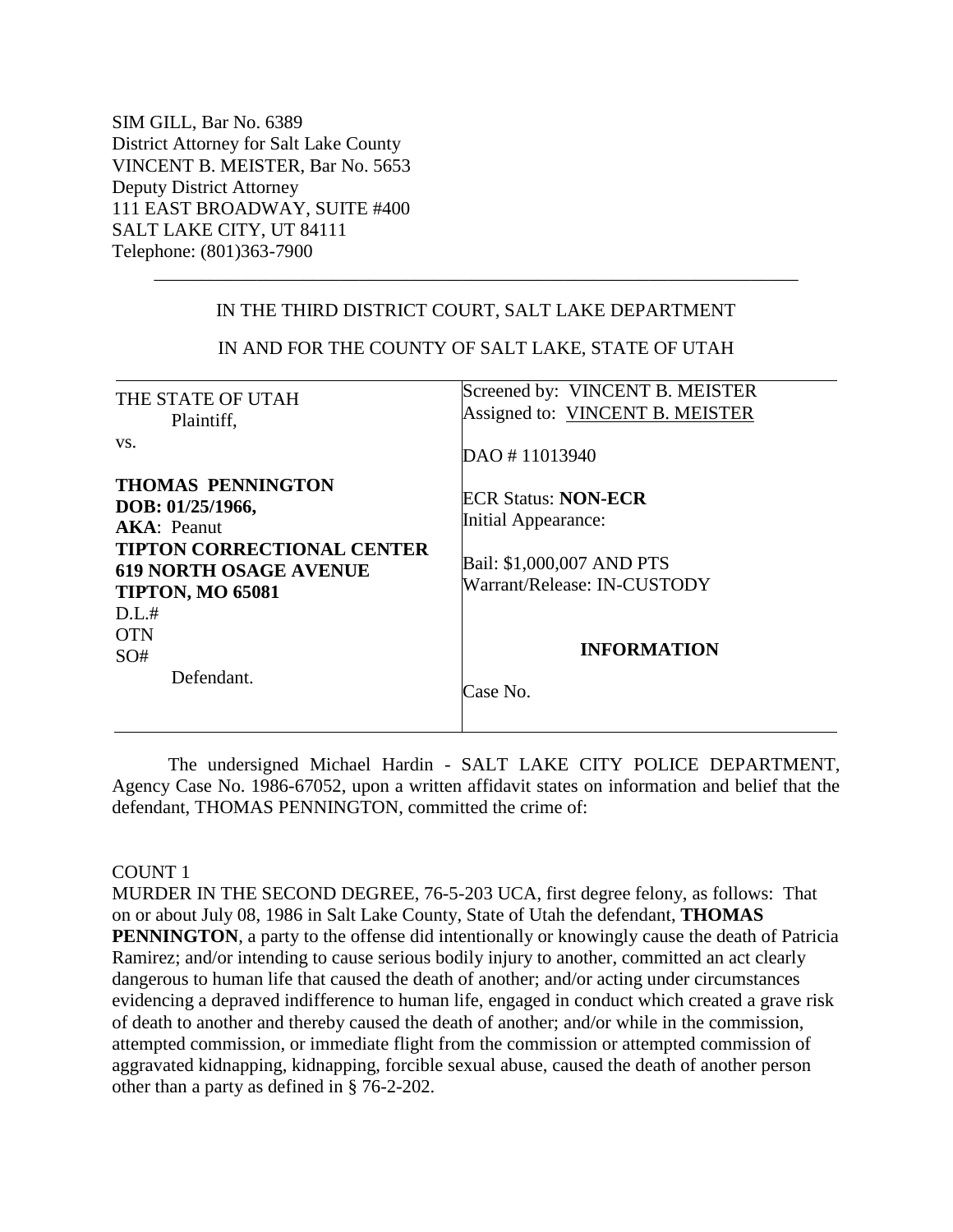SIM GILL, Bar No. 6389
District Attorney for Salt Lake County
VINCENT B. MEISTER, Bar No. 5653
Deputy District Attorney
111 EAST BROADWAY, SUITE #400
SALT LAKE CITY, UT 84111
Telephone: (801)363-7900

---

IN THE THIRD DISTRICT COURT, SALT LAKE DEPARTMENT

IN AND FOR THE COUNTY OF SALT LAKE, STATE OF UTAH

| | |
|---|---|
| THE STATE OF UTAH<br>Plaintiff,<br>vs.<br><br>**THOMAS PENNINGTON**<br>**DOB: 01/25/1966,**<br>**AKA**: Peanut<br>**TIPTON CORRECTIONAL CENTER**<br>**619 NORTH OSAGE AVENUE**<br>**TIPTON, MO 65081**<br>D.L.#<br>OTN<br>SO#<br>Defendant. | Screened by: VINCENT B. MEISTER<br>Assigned to: VINCENT B. MEISTER<br><br>DAO # 11013940<br><br>ECR Status: **NON-ECR**<br>Initial Appearance:<br><br>Bail: $1,000,007 AND PTS<br>Warrant/Release: IN-CUSTODY<br><br>**INFORMATION**<br><br>Case No. |

The undersigned Michael Hardin - SALT LAKE CITY POLICE DEPARTMENT, Agency Case No. 1986-67052, upon a written affidavit states on information and belief that the defendant, THOMAS PENNINGTON, committed the crime of:

COUNT 1
MURDER IN THE SECOND DEGREE, 76-5-203 UCA, first degree felony, as follows: That on or about July 08, 1986 in Salt Lake County, State of Utah the defendant, **THOMAS PENNINGTON**, a party to the offense did intentionally or knowingly cause the death of Patricia Ramirez; and/or intending to cause serious bodily injury to another, committed an act clearly dangerous to human life that caused the death of another; and/or acting under circumstances evidencing a depraved indifference to human life, engaged in conduct which created a grave risk of death to another and thereby caused the death of another; and/or while in the commission, attempted commission, or immediate flight from the commission or attempted commission of aggravated kidnapping, kidnapping, forcible sexual abuse, caused the death of another person other than a party as defined in § 76-2-202.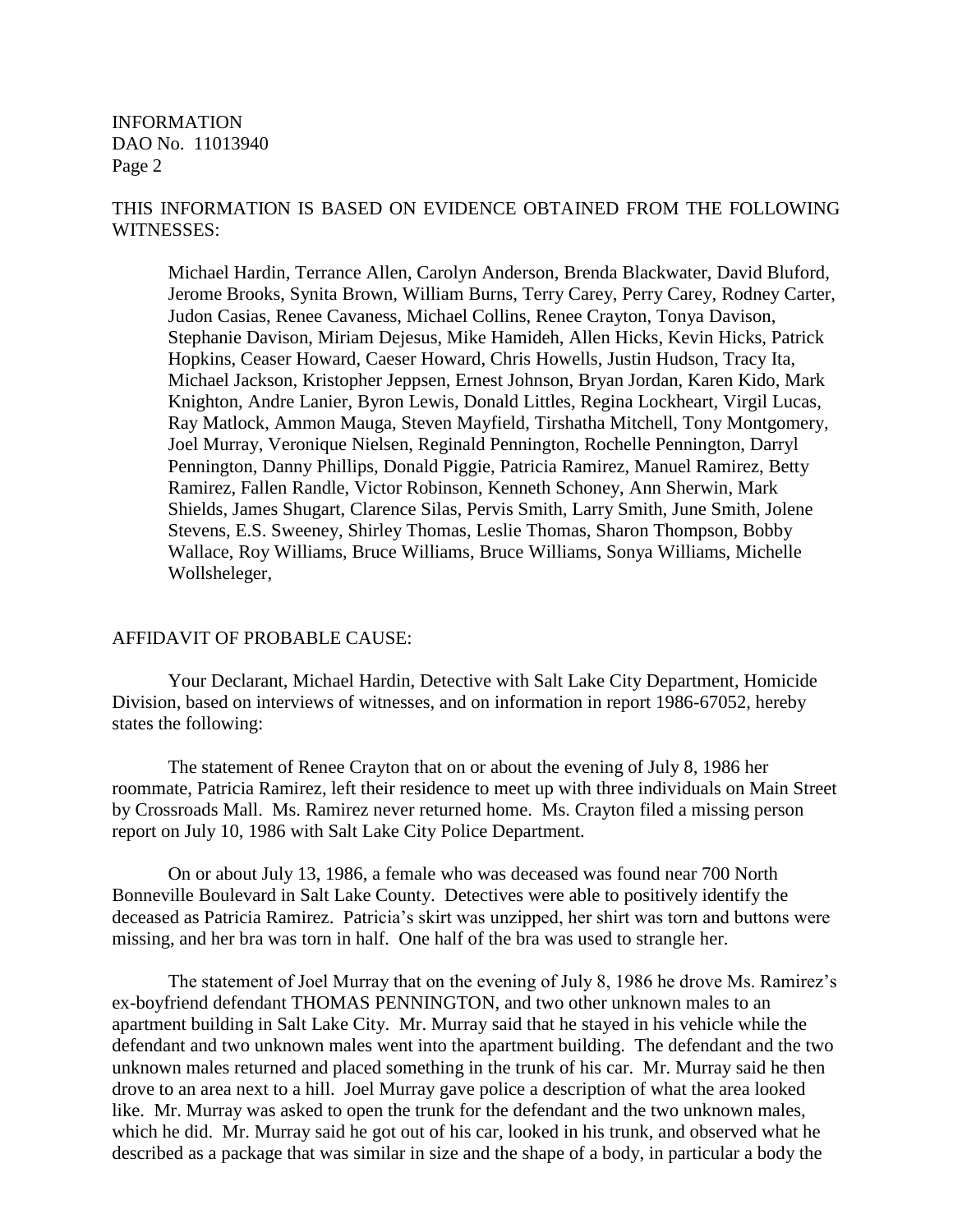THIS INFORMATION IS BASED ON EVIDENCE OBTAINED FROM THE FOLLOWING WITNESSES:

Michael Hardin, Terrance Allen, Carolyn Anderson, Brenda Blackwater, David Bluford, Jerome Brooks, Synita Brown, William Burns, Terry Carey, Perry Carey, Rodney Carter, Judon Casias, Renee Cavaness, Michael Collins, Renee Crayton, Tonya Davison, Stephanie Davison, Miriam Dejesus, Mike Hamideh, Allen Hicks, Kevin Hicks, Patrick Hopkins, Ceaser Howard, Caeser Howard, Chris Howells, Justin Hudson, Tracy Ita, Michael Jackson, Kristopher Jeppsen, Ernest Johnson, Bryan Jordan, Karen Kido, Mark Knighton, Andre Lanier, Byron Lewis, Donald Littles, Regina Lockheart, Virgil Lucas, Ray Matlock, Ammon Mauga, Steven Mayfield, Tirshatha Mitchell, Tony Montgomery, Joel Murray, Veronique Nielsen, Reginald Pennington, Rochelle Pennington, Darryl Pennington, Danny Phillips, Donald Piggie, Patricia Ramirez, Manuel Ramirez, Betty Ramirez, Fallen Randle, Victor Robinson, Kenneth Schoney, Ann Sherwin, Mark Shields, James Shugart, Clarence Silas, Pervis Smith, Larry Smith, June Smith, Jolene Stevens, E.S. Sweeney, Shirley Thomas, Leslie Thomas, Sharon Thompson, Bobby Wallace, Roy Williams, Bruce Williams, Bruce Williams, Sonya Williams, Michelle Wollsheleger,

AFFIDAVIT OF PROBABLE CAUSE:

Your Declarant, Michael Hardin, Detective with Salt Lake City Department, Homicide Division, based on interviews of witnesses, and on information in report 1986-67052, hereby states the following:

The statement of Renee Crayton that on or about the evening of July 8, 1986 her roommate, Patricia Ramirez, left their residence to meet up with three individuals on Main Street by Crossroads Mall. Ms. Ramirez never returned home. Ms. Crayton filed a missing person report on July 10, 1986 with Salt Lake City Police Department.

On or about July 13, 1986, a female who was deceased was found near 700 North Bonneville Boulevard in Salt Lake County. Detectives were able to positively identify the deceased as Patricia Ramirez. Patricia's skirt was unzipped, her shirt was torn and buttons were missing, and her bra was torn in half. One half of the bra was used to strangle her.

The statement of Joel Murray that on the evening of July 8, 1986 he drove Ms. Ramirez's ex-boyfriend defendant THOMAS PENNINGTON, and two other unknown males to an apartment building in Salt Lake City. Mr. Murray said that he stayed in his vehicle while the defendant and two unknown males went into the apartment building. The defendant and the two unknown males returned and placed something in the trunk of his car. Mr. Murray said he then drove to an area next to a hill. Joel Murray gave police a description of what the area looked like. Mr. Murray was asked to open the trunk for the defendant and the two unknown males, which he did. Mr. Murray said he got out of his car, looked in his trunk, and observed what he described as a package that was similar in size and the shape of a body, in particular a body the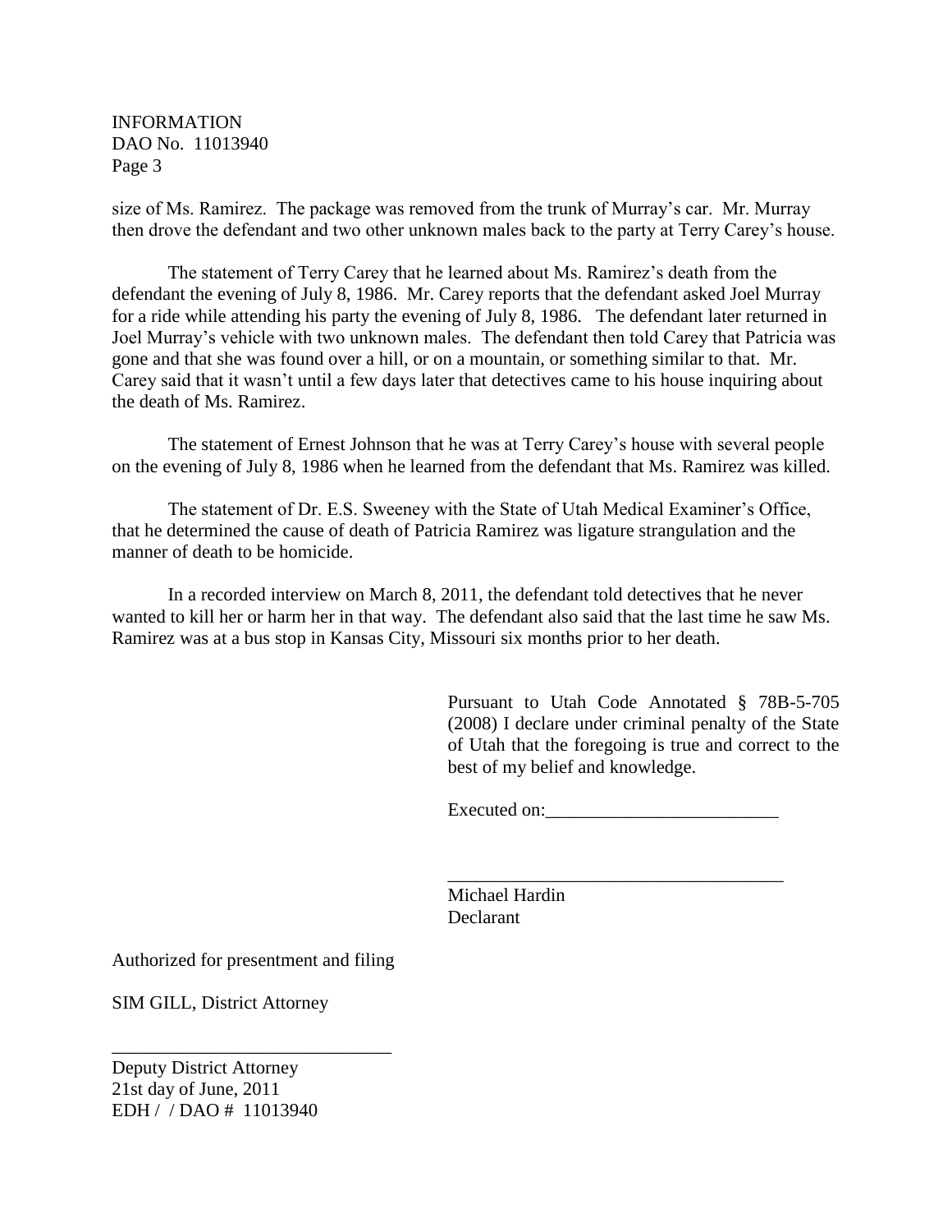size of Ms. Ramirez. The package was removed from the trunk of Murray's car. Mr. Murray then drove the defendant and two other unknown males back to the party at Terry Carey's house.

The statement of Terry Carey that he learned about Ms. Ramirez's death from the defendant the evening of July 8, 1986. Mr. Carey reports that the defendant asked Joel Murray for a ride while attending his party the evening of July 8, 1986. The defendant later returned in Joel Murray's vehicle with two unknown males. The defendant then told Carey that Patricia was gone and that she was found over a hill, or on a mountain, or something similar to that. Mr. Carey said that it wasn't until a few days later that detectives came to his house inquiring about the death of Ms. Ramirez.

The statement of Ernest Johnson that he was at Terry Carey's house with several people on the evening of July 8, 1986 when he learned from the defendant that Ms. Ramirez was killed.

The statement of Dr. E.S. Sweeney with the State of Utah Medical Examiner's Office, that he determined the cause of death of Patricia Ramirez was ligature strangulation and the manner of death to be homicide.

In a recorded interview on March 8, 2011, the defendant told detectives that he never wanted to kill her or harm her in that way. The defendant also said that the last time he saw Ms. Ramirez was at a bus stop in Kansas City, Missouri six months prior to her death.

Pursuant to Utah Code Annotated § 78B-5-705 (2008) I declare under criminal penalty of the State of Utah that the foregoing is true and correct to the best of my belief and knowledge.

Executed on:_________________________

____________________________________
Michael Hardin
Declarant

Authorized for presentment and filing

SIM GILL, District Attorney

______________________________
Deputy District Attorney
21st day of June, 2011
EDH / / DAO # 11013940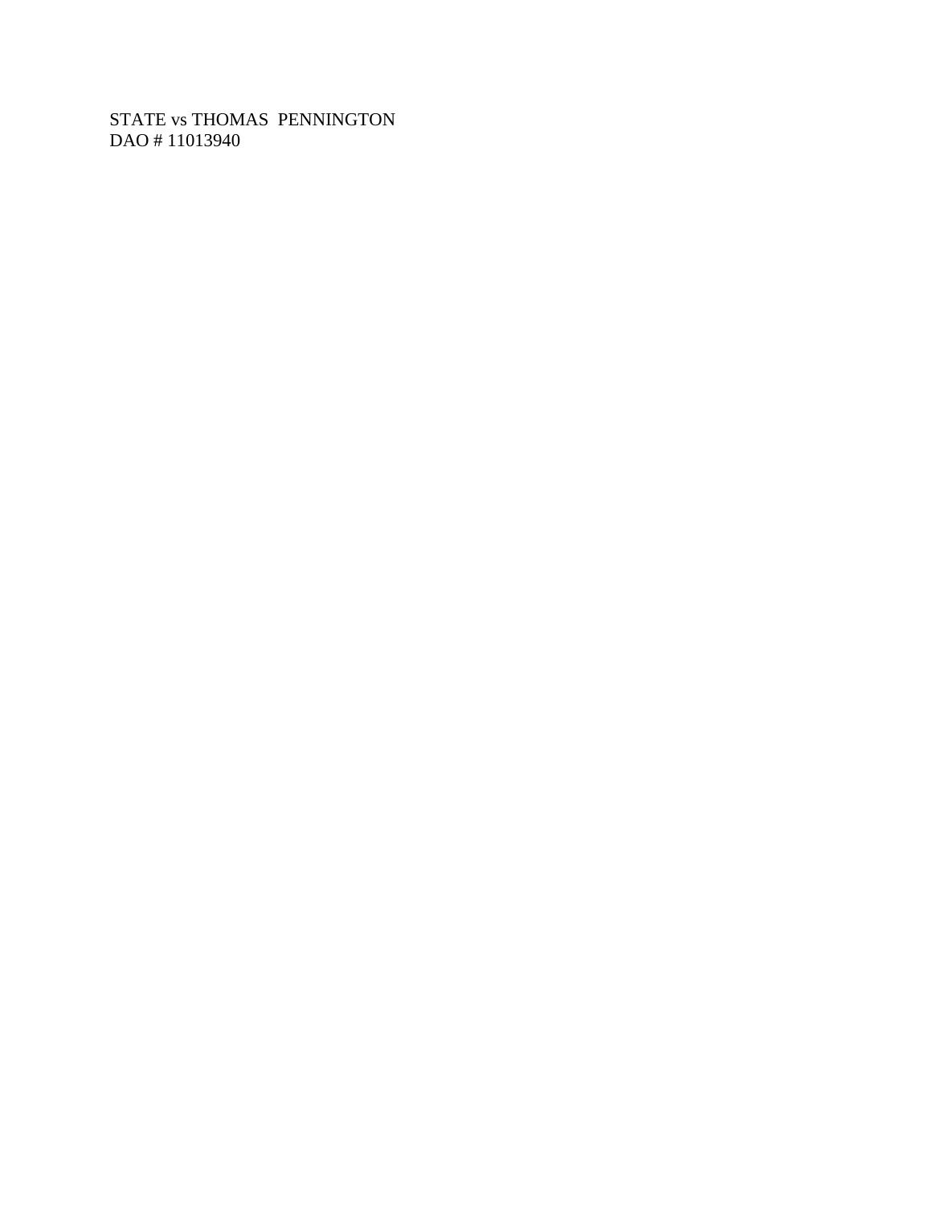STATE vs THOMAS PENNINGTON
DAO # 11013940